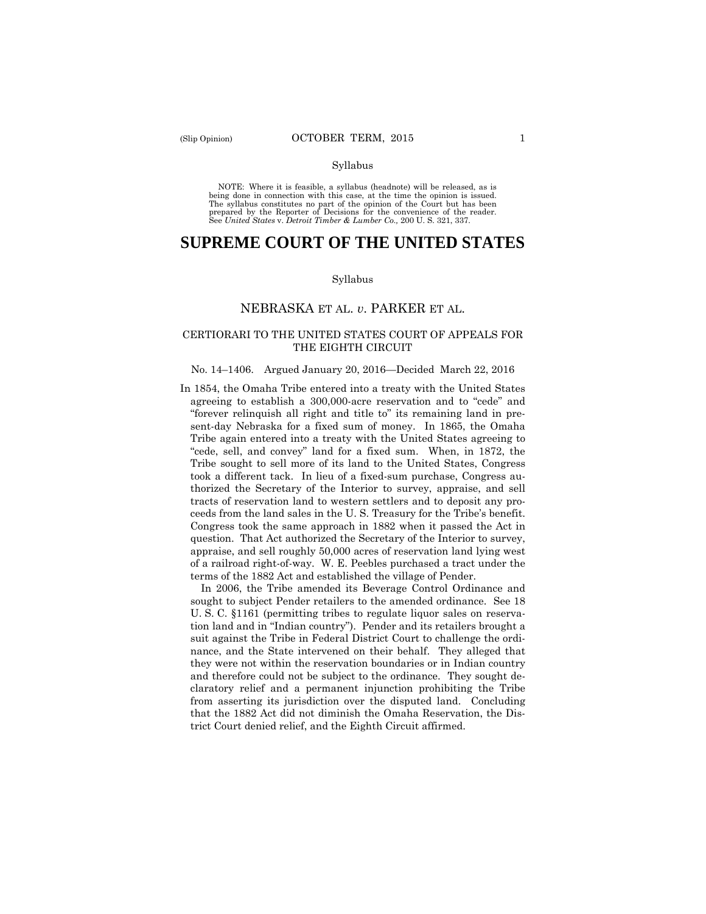Syllabus

NOTE: Where it is feasible, a syllabus (headnote) will be released, as is being done in connection with this case, at the time the opinion is issued. The syllabus constitutes no part of the opinion of the Court but has been prepared by the Reporter of Decisions for the convenience of the reader. See *United States* v. *Detroit Timber & Lumber Co.,* 200 U. S. 321, 337.

# SUPREME COURT OF THE UNITED STATES

Syllabus

## NEBRASKA ET AL. *v*. PARKER ET AL.

### CERTIORARI TO THE UNITED STATES COURT OF APPEALS FOR THE EIGHTH CIRCUIT

No. 14–1406. Argued January 20, 2016—Decided March 22, 2016

In 1854, the Omaha Tribe entered into a treaty with the United States agreeing to establish a 300,000-acre reservation and to "cede" and "forever relinquish all right and title to" its remaining land in present-day Nebraska for a fixed sum of money. In 1865, the Omaha Tribe again entered into a treaty with the United States agreeing to "cede, sell, and convey" land for a fixed sum. When, in 1872, the Tribe sought to sell more of its land to the United States, Congress took a different tack. In lieu of a fixed-sum purchase, Congress authorized the Secretary of the Interior to survey, appraise, and sell tracts of reservation land to western settlers and to deposit any proceeds from the land sales in the U. S. Treasury for the Tribe's benefit. Congress took the same approach in 1882 when it passed the Act in question. That Act authorized the Secretary of the Interior to survey, appraise, and sell roughly 50,000 acres of reservation land lying west of a railroad right-of-way. W. E. Peebles purchased a tract under the terms of the 1882 Act and established the village of Pender.

In 2006, the Tribe amended its Beverage Control Ordinance and sought to subject Pender retailers to the amended ordinance. See 18 U. S. C. §1161 (permitting tribes to regulate liquor sales on reservation land and in "Indian country"). Pender and its retailers brought a suit against the Tribe in Federal District Court to challenge the ordinance, and the State intervened on their behalf. They alleged that they were not within the reservation boundaries or in Indian country and therefore could not be subject to the ordinance. They sought declaratory relief and a permanent injunction prohibiting the Tribe from asserting its jurisdiction over the disputed land. Concluding that the 1882 Act did not diminish the Omaha Reservation, the District Court denied relief, and the Eighth Circuit affirmed.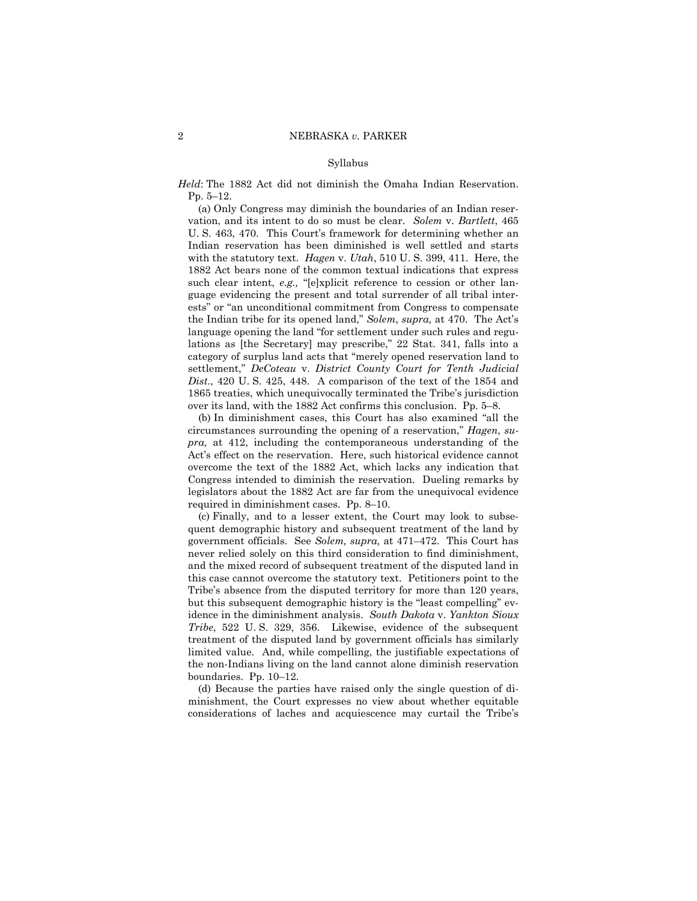Syllabus

*Held*: The 1882 Act did not diminish the Omaha Indian Reservation. Pp. 5–12.

(a) Only Congress may diminish the boundaries of an Indian reservation, and its intent to do so must be clear. *Solem* v. *Bartlett*, 465 U. S. 463, 470. This Court's framework for determining whether an Indian reservation has been diminished is well settled and starts with the statutory text. *Hagen* v. *Utah*, 510 U. S. 399, 411. Here, the 1882 Act bears none of the common textual indications that express such clear intent, *e.g.,* "[e]xplicit reference to cession or other language evidencing the present and total surrender of all tribal interests" or "an unconditional commitment from Congress to compensate the Indian tribe for its opened land," *Solem*, *supra,* at 470. The Act's language opening the land "for settlement under such rules and regulations as [the Secretary] may prescribe," 22 Stat. 341, falls into a category of surplus land acts that "merely opened reservation land to settlement," *DeCoteau* v. *District County Court for Tenth Judicial Dist.*, 420 U. S. 425, 448. A comparison of the text of the 1854 and 1865 treaties, which unequivocally terminated the Tribe's jurisdiction over its land, with the 1882 Act confirms this conclusion. Pp. 5–8.

(b) In diminishment cases, this Court has also examined "all the circumstances surrounding the opening of a reservation," *Hagen, supra,* at 412, including the contemporaneous understanding of the Act's effect on the reservation. Here, such historical evidence cannot overcome the text of the 1882 Act, which lacks any indication that Congress intended to diminish the reservation. Dueling remarks by legislators about the 1882 Act are far from the unequivocal evidence required in diminishment cases. Pp. 8–10.

(c) Finally, and to a lesser extent, the Court may look to subsequent demographic history and subsequent treatment of the land by government officials. See *Solem, supra,* at 471–472. This Court has never relied solely on this third consideration to find diminishment, and the mixed record of subsequent treatment of the disputed land in this case cannot overcome the statutory text. Petitioners point to the Tribe's absence from the disputed territory for more than 120 years, but this subsequent demographic history is the "least compelling" evidence in the diminishment analysis. *South Dakota* v. *Yankton Sioux Tribe*, 522 U. S. 329, 356. Likewise, evidence of the subsequent treatment of the disputed land by government officials has similarly limited value. And, while compelling, the justifiable expectations of the non-Indians living on the land cannot alone diminish reservation boundaries. Pp. 10–12.

(d) Because the parties have raised only the single question of diminishment, the Court expresses no view about whether equitable considerations of laches and acquiescence may curtail the Tribe's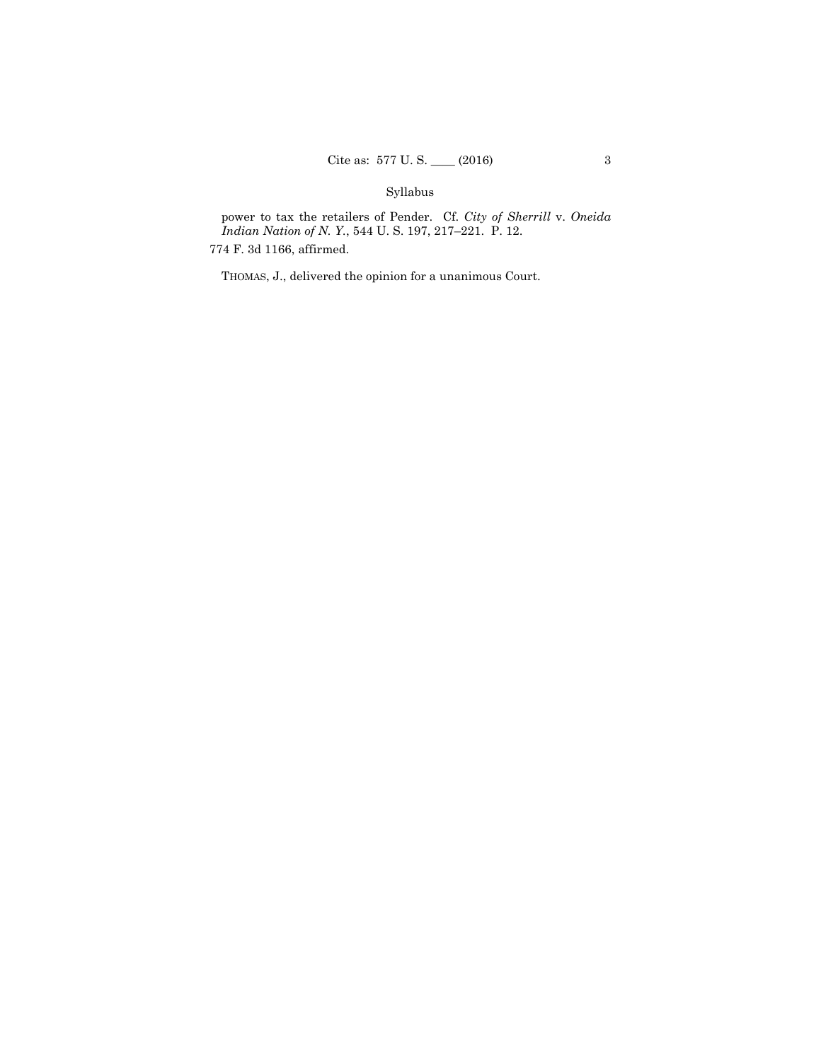power to tax the retailers of Pender. Cf. *City of Sherrill* v. *Oneida Indian Nation of N. Y.*, 544 U. S. 197, 217–221. P. 12.

774 F. 3d 1166, affirmed.

THOMAS, J., delivered the opinion for a unanimous Court.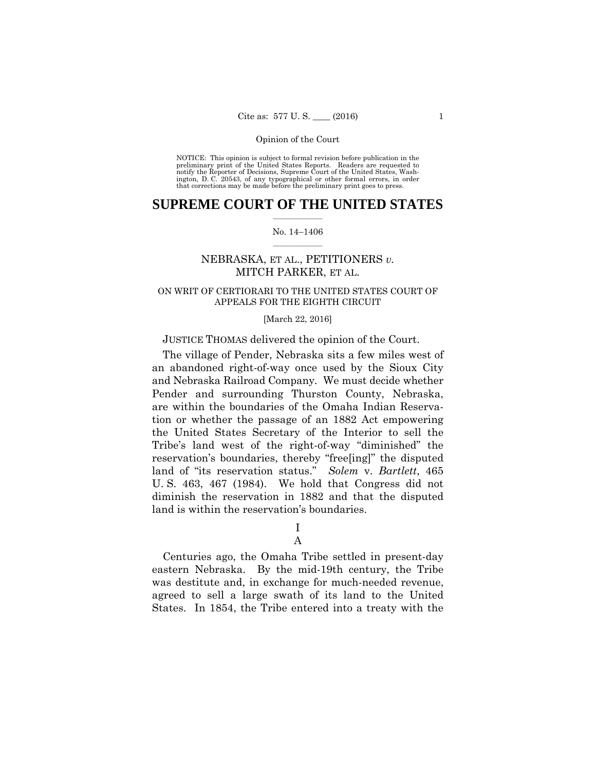NOTICE: This opinion is subject to formal revision before publication in the preliminary print of the United States Reports. Readers are requested to notify the Reporter of Decisions, Supreme Court of the United States, Washington, D. C. 20543, of any typographical or other formal errors, in order that corrections may be made before the preliminary print goes to press.

# SUPREME COURT OF THE UNITED STATES

No. 14–1406

NEBRASKA, ET AL., PETITIONERS *v.* MITCH PARKER, ET AL.

ON WRIT OF CERTIORARI TO THE UNITED STATES COURT OF APPEALS FOR THE EIGHTH CIRCUIT

[March 22, 2016]

JUSTICE THOMAS delivered the opinion of the Court.

The village of Pender, Nebraska sits a few miles west of an abandoned right-of-way once used by the Sioux City and Nebraska Railroad Company. We must decide whether Pender and surrounding Thurston County, Nebraska, are within the boundaries of the Omaha Indian Reservation or whether the passage of an 1882 Act empowering the United States Secretary of the Interior to sell the Tribe's land west of the right-of-way "diminished" the reservation's boundaries, thereby "free[ing]" the disputed land of "its reservation status." *Solem* v. *Bartlett*, 465 U. S. 463, 467 (1984). We hold that Congress did not diminish the reservation in 1882 and that the disputed land is within the reservation's boundaries.

I

A

Centuries ago, the Omaha Tribe settled in present-day eastern Nebraska. By the mid-19th century, the Tribe was destitute and, in exchange for much-needed revenue, agreed to sell a large swath of its land to the United States. In 1854, the Tribe entered into a treaty with the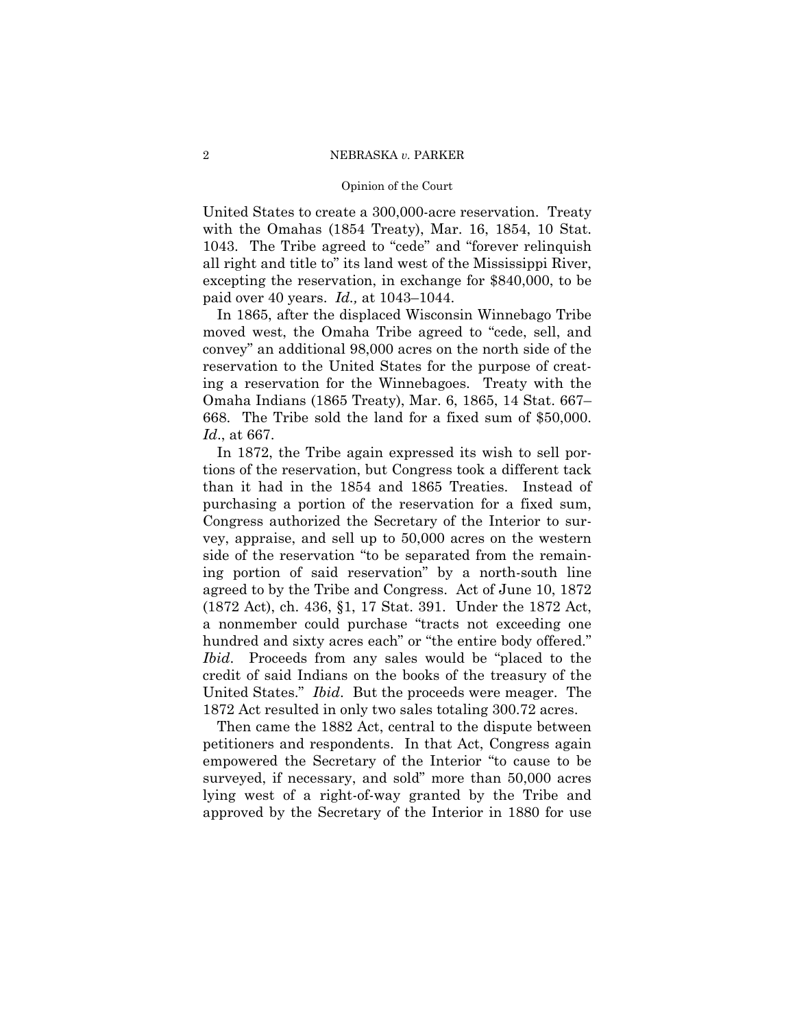United States to create a 300,000-acre reservation. Treaty with the Omahas (1854 Treaty), Mar. 16, 1854, 10 Stat. 1043. The Tribe agreed to "cede" and "forever relinquish all right and title to" its land west of the Mississippi River, excepting the reservation, in exchange for $840,000, to be paid over 40 years. *Id.,* at 1043–1044.

In 1865, after the displaced Wisconsin Winnebago Tribe moved west, the Omaha Tribe agreed to "cede, sell, and convey" an additional 98,000 acres on the north side of the reservation to the United States for the purpose of creating a reservation for the Winnebagoes. Treaty with the Omaha Indians (1865 Treaty), Mar. 6, 1865, 14 Stat. 667–668. The Tribe sold the land for a fixed sum of $50,000. *Id*., at 667.

In 1872, the Tribe again expressed its wish to sell portions of the reservation, but Congress took a different tack than it had in the 1854 and 1865 Treaties. Instead of purchasing a portion of the reservation for a fixed sum, Congress authorized the Secretary of the Interior to survey, appraise, and sell up to 50,000 acres on the western side of the reservation "to be separated from the remaining portion of said reservation" by a north-south line agreed to by the Tribe and Congress. Act of June 10, 1872 (1872 Act), ch. 436, §1, 17 Stat. 391. Under the 1872 Act, a nonmember could purchase "tracts not exceeding one hundred and sixty acres each" or "the entire body offered." *Ibid*. Proceeds from any sales would be "placed to the credit of said Indians on the books of the treasury of the United States." *Ibid*. But the proceeds were meager. The 1872 Act resulted in only two sales totaling 300.72 acres.

Then came the 1882 Act, central to the dispute between petitioners and respondents. In that Act, Congress again empowered the Secretary of the Interior "to cause to be surveyed, if necessary, and sold" more than 50,000 acres lying west of a right-of-way granted by the Tribe and approved by the Secretary of the Interior in 1880 for use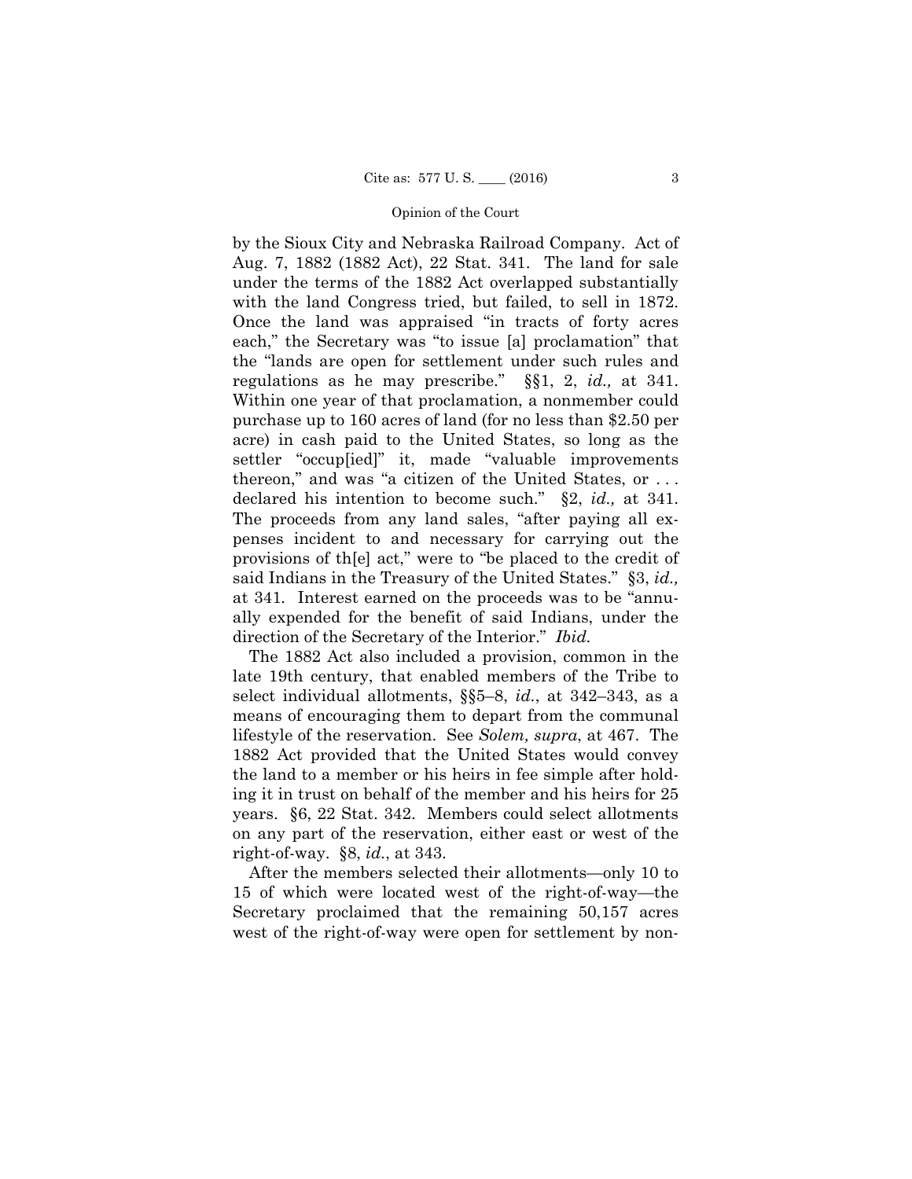by the Sioux City and Nebraska Railroad Company. Act of Aug. 7, 1882 (1882 Act), 22 Stat. 341. The land for sale under the terms of the 1882 Act overlapped substantially with the land Congress tried, but failed, to sell in 1872. Once the land was appraised "in tracts of forty acres each," the Secretary was "to issue [a] proclamation" that the "lands are open for settlement under such rules and regulations as he may prescribe." §§1, 2, *id.,* at 341. Within one year of that proclamation, a nonmember could purchase up to 160 acres of land (for no less than $2.50 per acre) in cash paid to the United States, so long as the settler "occup[ied]" it, made "valuable improvements thereon," and was "a citizen of the United States, or . . . declared his intention to become such." §2, *id.,* at 341. The proceeds from any land sales, "after paying all expenses incident to and necessary for carrying out the provisions of th[e] act," were to "be placed to the credit of said Indians in the Treasury of the United States." §3, *id.,* at 341. Interest earned on the proceeds was to be "annually expended for the benefit of said Indians, under the direction of the Secretary of the Interior." *Ibid.*

The 1882 Act also included a provision, common in the late 19th century, that enabled members of the Tribe to select individual allotments, §§5–8, *id.*, at 342–343, as a means of encouraging them to depart from the communal lifestyle of the reservation. See *Solem, supra*, at 467. The 1882 Act provided that the United States would convey the land to a member or his heirs in fee simple after holding it in trust on behalf of the member and his heirs for 25 years. §6, 22 Stat. 342. Members could select allotments on any part of the reservation, either east or west of the right-of-way. §8, *id.*, at 343.

After the members selected their allotments—only 10 to 15 of which were located west of the right-of-way—the Secretary proclaimed that the remaining 50,157 acres west of the right-of-way were open for settlement by non-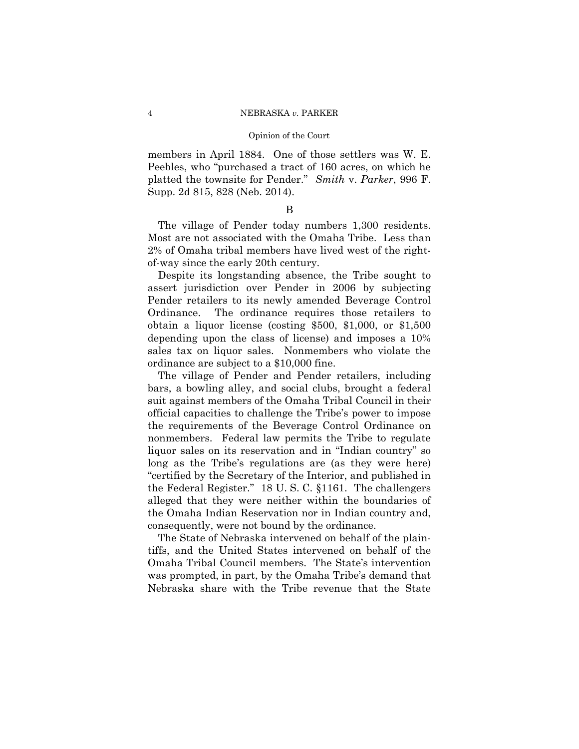members in April 1884. One of those settlers was W. E. Peebles, who "purchased a tract of 160 acres, on which he platted the townsite for Pender." *Smith* v. *Parker*, 996 F. Supp. 2d 815, 828 (Neb. 2014).

B

The village of Pender today numbers 1,300 residents. Most are not associated with the Omaha Tribe. Less than 2% of Omaha tribal members have lived west of the right-of-way since the early 20th century.

Despite its longstanding absence, the Tribe sought to assert jurisdiction over Pender in 2006 by subjecting Pender retailers to its newly amended Beverage Control Ordinance. The ordinance requires those retailers to obtain a liquor license (costing $500, $1,000, or $1,500 depending upon the class of license) and imposes a 10% sales tax on liquor sales. Nonmembers who violate the ordinance are subject to a $10,000 fine.

The village of Pender and Pender retailers, including bars, a bowling alley, and social clubs, brought a federal suit against members of the Omaha Tribal Council in their official capacities to challenge the Tribe's power to impose the requirements of the Beverage Control Ordinance on nonmembers. Federal law permits the Tribe to regulate liquor sales on its reservation and in "Indian country" so long as the Tribe's regulations are (as they were here) "certified by the Secretary of the Interior, and published in the Federal Register." 18 U. S. C. §1161. The challengers alleged that they were neither within the boundaries of the Omaha Indian Reservation nor in Indian country and, consequently, were not bound by the ordinance.

The State of Nebraska intervened on behalf of the plaintiffs, and the United States intervened on behalf of the Omaha Tribal Council members. The State's intervention was prompted, in part, by the Omaha Tribe's demand that Nebraska share with the Tribe revenue that the State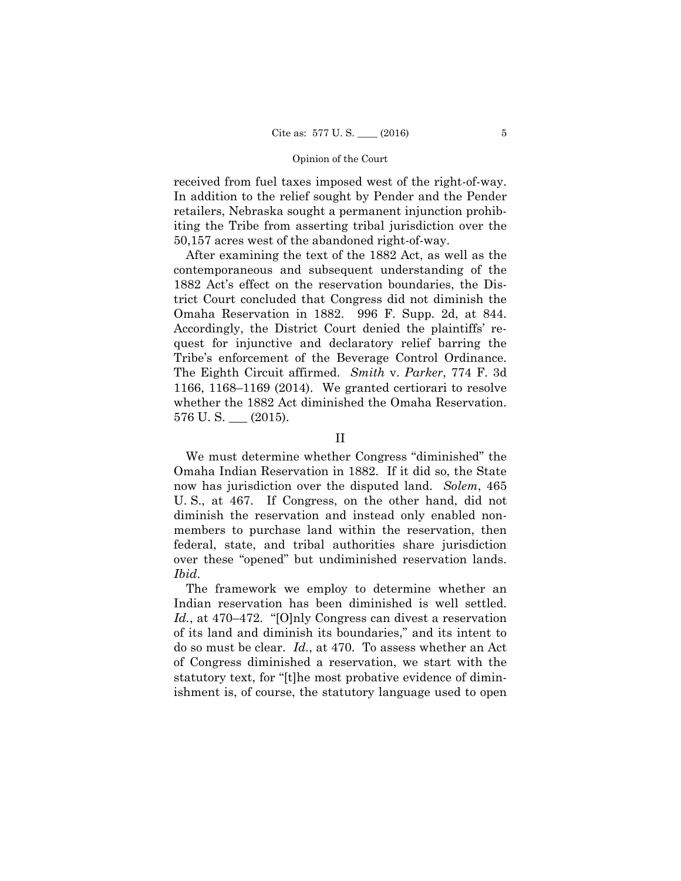received from fuel taxes imposed west of the right-of-way. In addition to the relief sought by Pender and the Pender retailers, Nebraska sought a permanent injunction prohibiting the Tribe from asserting tribal jurisdiction over the 50,157 acres west of the abandoned right-of-way.

After examining the text of the 1882 Act, as well as the contemporaneous and subsequent understanding of the 1882 Act's effect on the reservation boundaries, the District Court concluded that Congress did not diminish the Omaha Reservation in 1882. 996 F. Supp. 2d, at 844. Accordingly, the District Court denied the plaintiffs' request for injunctive and declaratory relief barring the Tribe's enforcement of the Beverage Control Ordinance. The Eighth Circuit affirmed. *Smith* v. *Parker*, 774 F. 3d 1166, 1168–1169 (2014). We granted certiorari to resolve whether the 1882 Act diminished the Omaha Reservation. 576 U. S. ___ (2015).

## II

We must determine whether Congress "diminished" the Omaha Indian Reservation in 1882. If it did so, the State now has jurisdiction over the disputed land. *Solem*, 465 U. S., at 467. If Congress, on the other hand, did not diminish the reservation and instead only enabled nonmembers to purchase land within the reservation, then federal, state, and tribal authorities share jurisdiction over these "opened" but undiminished reservation lands. *Ibid*.

The framework we employ to determine whether an Indian reservation has been diminished is well settled. *Id.*, at 470–472. "[O]nly Congress can divest a reservation of its land and diminish its boundaries," and its intent to do so must be clear. *Id.*, at 470. To assess whether an Act of Congress diminished a reservation, we start with the statutory text, for "[t]he most probative evidence of diminishment is, of course, the statutory language used to open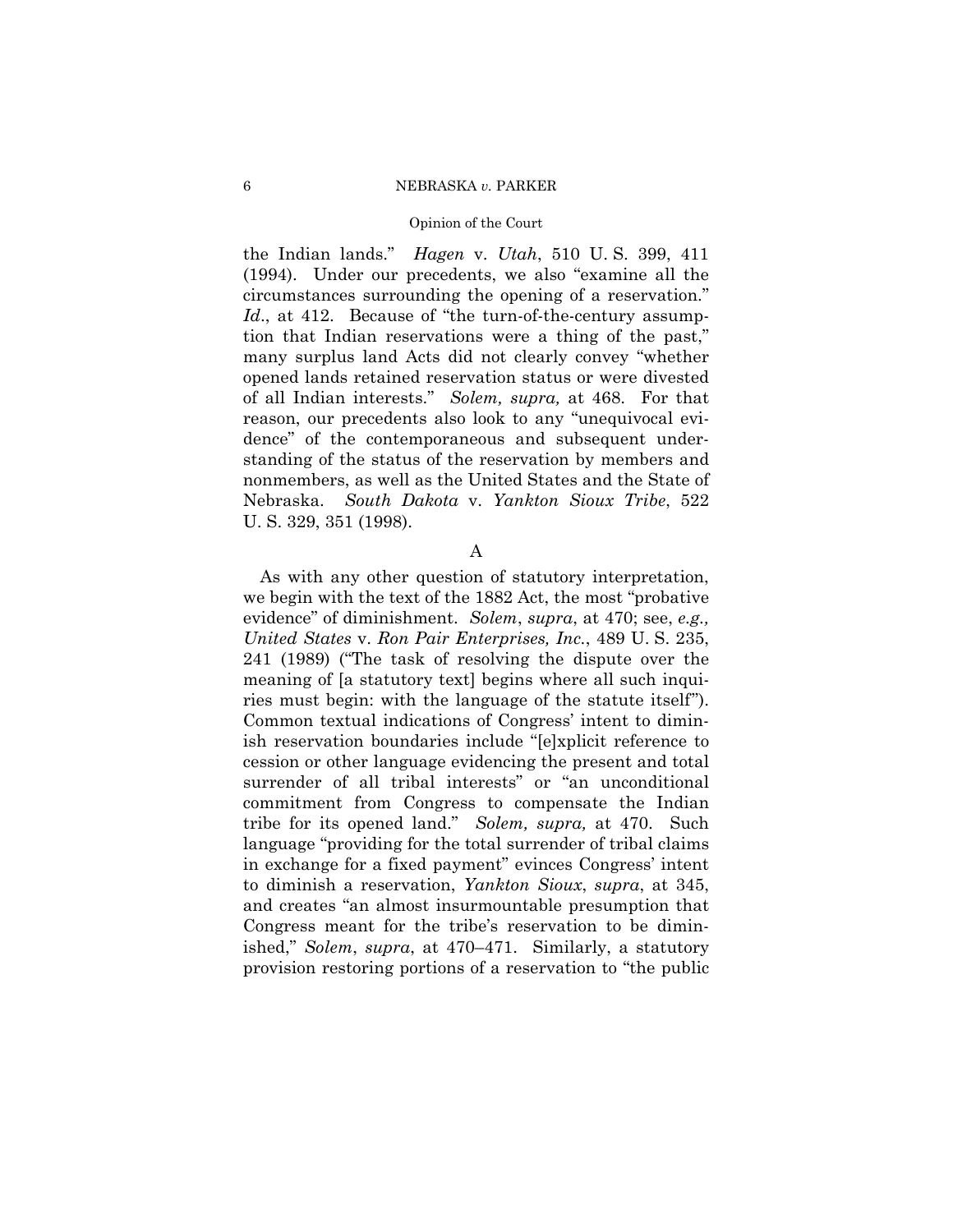the Indian lands." *Hagen* v. *Utah*, 510 U. S. 399, 411 (1994). Under our precedents, we also "examine all the circumstances surrounding the opening of a reservation." *Id*., at 412. Because of "the turn-of-the-century assumption that Indian reservations were a thing of the past," many surplus land Acts did not clearly convey "whether opened lands retained reservation status or were divested of all Indian interests." *Solem, supra,* at 468. For that reason, our precedents also look to any "unequivocal evidence" of the contemporaneous and subsequent understanding of the status of the reservation by members and nonmembers, as well as the United States and the State of Nebraska. *South Dakota* v. *Yankton Sioux Tribe*, 522 U. S. 329, 351 (1998).

### A

As with any other question of statutory interpretation, we begin with the text of the 1882 Act, the most "probative evidence" of diminishment. *Solem*, *supra*, at 470; see, *e.g., United States* v. *Ron Pair Enterprises, Inc.*, 489 U. S. 235, 241 (1989) ("The task of resolving the dispute over the meaning of [a statutory text] begins where all such inquiries must begin: with the language of the statute itself"). Common textual indications of Congress' intent to diminish reservation boundaries include "[e]xplicit reference to cession or other language evidencing the present and total surrender of all tribal interests" or "an unconditional commitment from Congress to compensate the Indian tribe for its opened land." *Solem, supra,* at 470. Such language "providing for the total surrender of tribal claims in exchange for a fixed payment" evinces Congress' intent to diminish a reservation, *Yankton Sioux*, *supra*, at 345, and creates "an almost insurmountable presumption that Congress meant for the tribe's reservation to be diminished," *Solem*, *supra*, at 470–471. Similarly, a statutory provision restoring portions of a reservation to "the public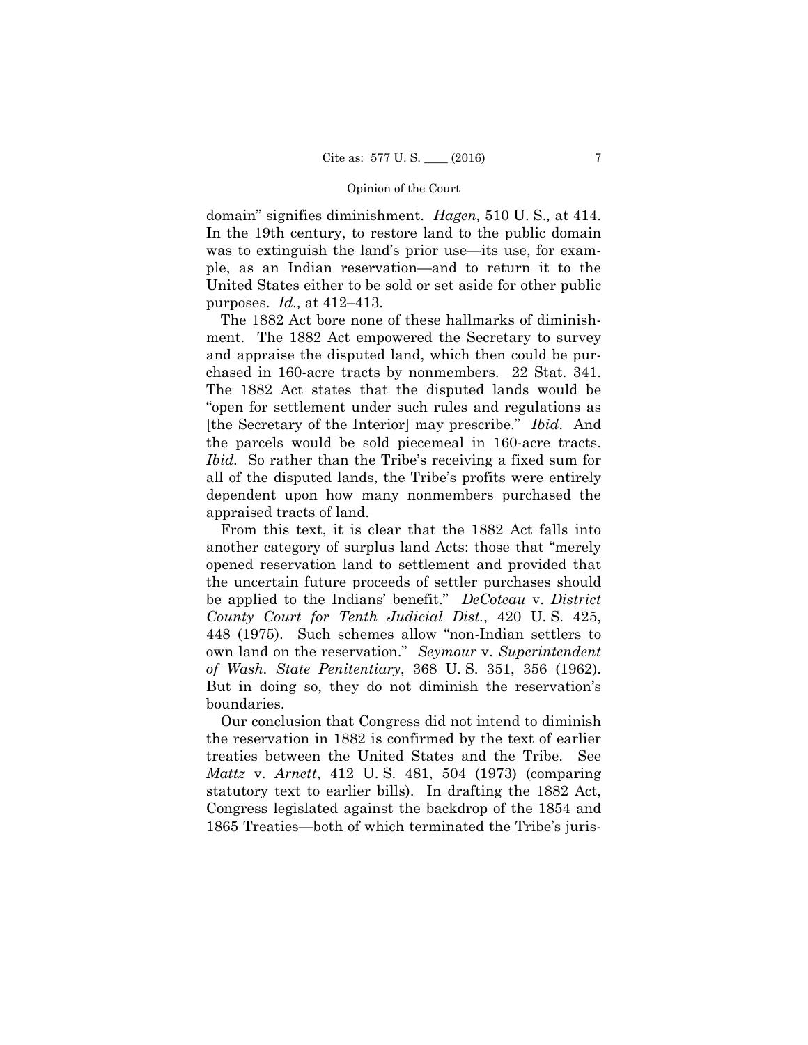domain" signifies diminishment. *Hagen,* 510 U. S.*,* at 414. In the 19th century, to restore land to the public domain was to extinguish the land's prior use—its use, for example, as an Indian reservation—and to return it to the United States either to be sold or set aside for other public purposes. *Id.,* at 412–413.

The 1882 Act bore none of these hallmarks of diminishment. The 1882 Act empowered the Secretary to survey and appraise the disputed land, which then could be purchased in 160-acre tracts by nonmembers. 22 Stat. 341. The 1882 Act states that the disputed lands would be "open for settlement under such rules and regulations as [the Secretary of the Interior] may prescribe." *Ibid.* And the parcels would be sold piecemeal in 160-acre tracts. *Ibid.* So rather than the Tribe's receiving a fixed sum for all of the disputed lands, the Tribe's profits were entirely dependent upon how many nonmembers purchased the appraised tracts of land.

From this text, it is clear that the 1882 Act falls into another category of surplus land Acts: those that "merely opened reservation land to settlement and provided that the uncertain future proceeds of settler purchases should be applied to the Indians' benefit." *DeCoteau* v. *District County Court for Tenth Judicial Dist.*, 420 U. S. 425, 448 (1975). Such schemes allow "non-Indian settlers to own land on the reservation." *Seymour* v. *Superintendent of Wash. State Penitentiary*, 368 U. S. 351, 356 (1962). But in doing so, they do not diminish the reservation's boundaries.

Our conclusion that Congress did not intend to diminish the reservation in 1882 is confirmed by the text of earlier treaties between the United States and the Tribe. See *Mattz* v. *Arnett*, 412 U. S. 481, 504 (1973) (comparing statutory text to earlier bills). In drafting the 1882 Act, Congress legislated against the backdrop of the 1854 and 1865 Treaties—both of which terminated the Tribe's juris-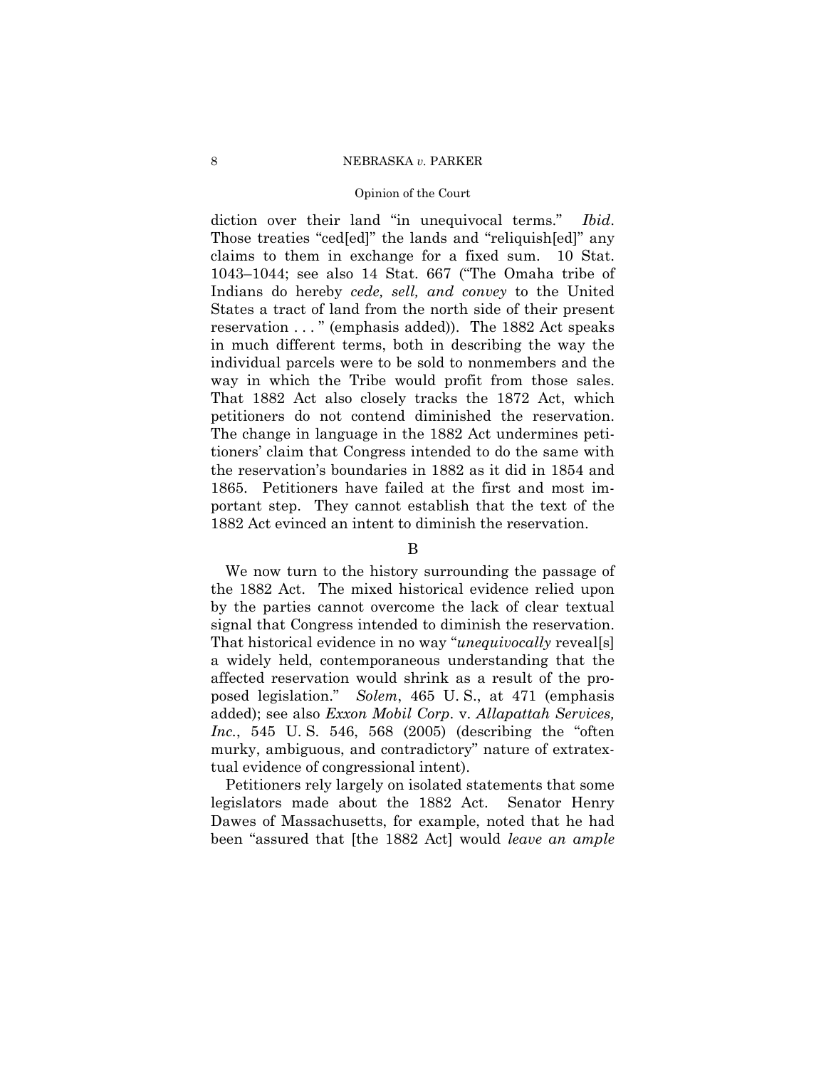diction over their land "in unequivocal terms." *Ibid*. Those treaties "ced[ed]" the lands and "reliquish[ed]" any claims to them in exchange for a fixed sum. 10 Stat. 1043–1044; see also 14 Stat. 667 ("The Omaha tribe of Indians do hereby *cede, sell, and convey* to the United States a tract of land from the north side of their present reservation . . . " (emphasis added)). The 1882 Act speaks in much different terms, both in describing the way the individual parcels were to be sold to nonmembers and the way in which the Tribe would profit from those sales. That 1882 Act also closely tracks the 1872 Act, which petitioners do not contend diminished the reservation. The change in language in the 1882 Act undermines petitioners' claim that Congress intended to do the same with the reservation's boundaries in 1882 as it did in 1854 and 1865. Petitioners have failed at the first and most important step. They cannot establish that the text of the 1882 Act evinced an intent to diminish the reservation.

B

We now turn to the history surrounding the passage of the 1882 Act. The mixed historical evidence relied upon by the parties cannot overcome the lack of clear textual signal that Congress intended to diminish the reservation. That historical evidence in no way "*unequivocally* reveal[s] a widely held, contemporaneous understanding that the affected reservation would shrink as a result of the proposed legislation." *Solem*, 465 U. S., at 471 (emphasis added); see also *Exxon Mobil Corp*. v. *Allapattah Services, Inc.*, 545 U. S. 546, 568 (2005) (describing the "often murky, ambiguous, and contradictory" nature of extratextual evidence of congressional intent).

Petitioners rely largely on isolated statements that some legislators made about the 1882 Act. Senator Henry Dawes of Massachusetts, for example, noted that he had been "assured that [the 1882 Act] would *leave an ample*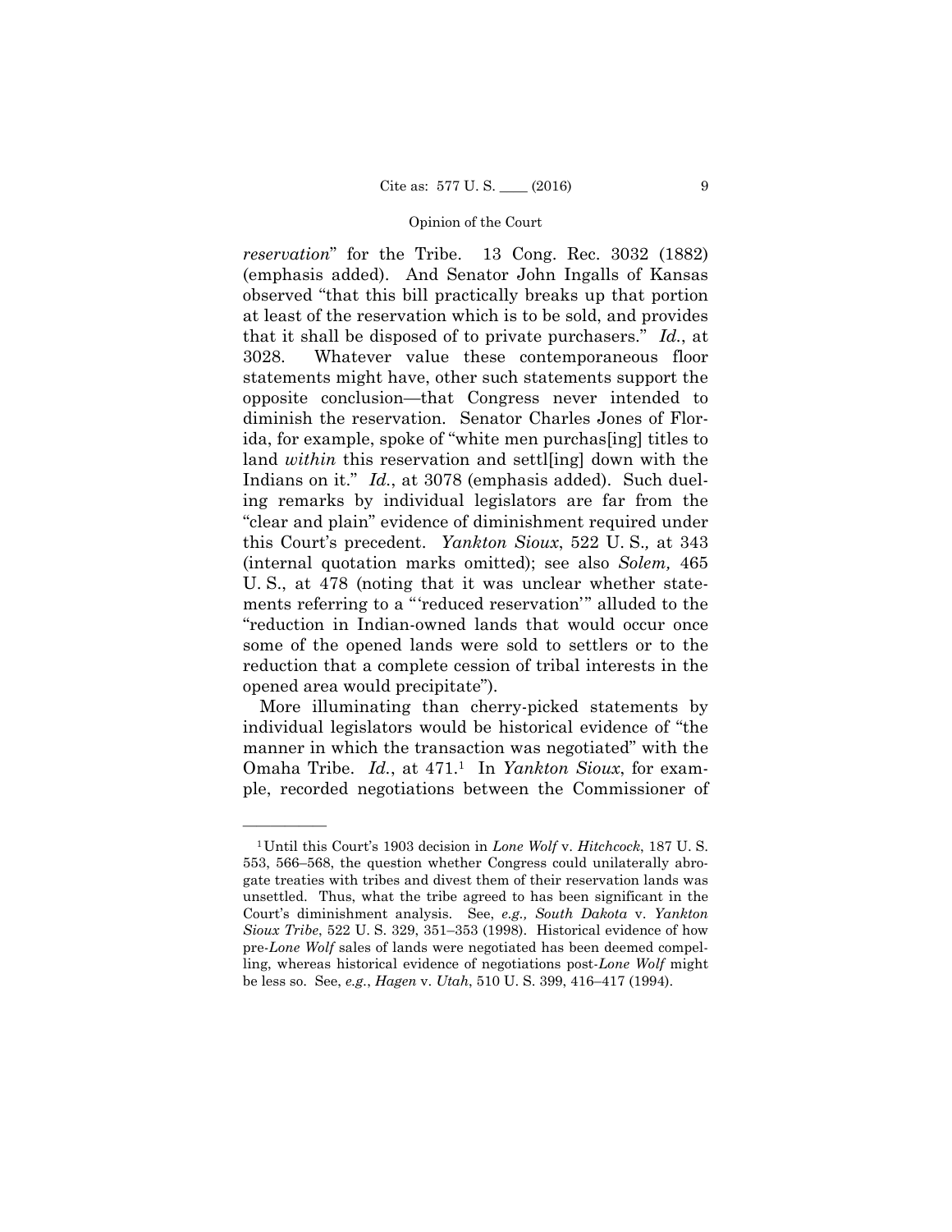*reservation*" for the Tribe. 13 Cong. Rec. 3032 (1882) (emphasis added). And Senator John Ingalls of Kansas observed "that this bill practically breaks up that portion at least of the reservation which is to be sold, and provides that it shall be disposed of to private purchasers." *Id.*, at 3028. Whatever value these contemporaneous floor statements might have, other such statements support the opposite conclusion—that Congress never intended to diminish the reservation. Senator Charles Jones of Florida, for example, spoke of "white men purchas[ing] titles to land *within* this reservation and settl[ing] down with the Indians on it." *Id.*, at 3078 (emphasis added). Such dueling remarks by individual legislators are far from the "clear and plain" evidence of diminishment required under this Court's precedent. *Yankton Sioux*, 522 U. S., at 343 (internal quotation marks omitted); see also *Solem,* 465 U. S., at 478 (noting that it was unclear whether statements referring to a "'reduced reservation'" alluded to the "reduction in Indian-owned lands that would occur once some of the opened lands were sold to settlers or to the reduction that a complete cession of tribal interests in the opened area would precipitate").

More illuminating than cherry-picked statements by individual legislators would be historical evidence of "the manner in which the transaction was negotiated" with the Omaha Tribe. *Id.*, at 471.[1] In *Yankton Sioux*, for example, recorded negotiations between the Commissioner of

---

[1] Until this Court's 1903 decision in *Lone Wolf* v. *Hitchcock*, 187 U. S. 553, 566–568, the question whether Congress could unilaterally abrogate treaties with tribes and divest them of their reservation lands was unsettled. Thus, what the tribe agreed to has been significant in the Court's diminishment analysis. See, *e.g., South Dakota* v. *Yankton Sioux Tribe*, 522 U. S. 329, 351–353 (1998). Historical evidence of how pre-*Lone Wolf* sales of lands were negotiated has been deemed compelling, whereas historical evidence of negotiations post-*Lone Wolf* might be less so. See, *e.g.*, *Hagen* v. *Utah*, 510 U. S. 399, 416–417 (1994).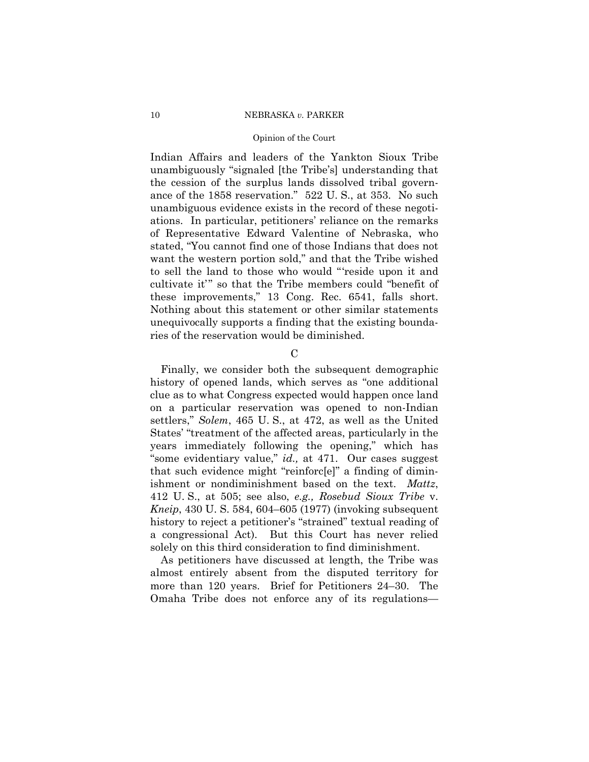Indian Affairs and leaders of the Yankton Sioux Tribe unambiguously "signaled [the Tribe's] understanding that the cession of the surplus lands dissolved tribal governance of the 1858 reservation." 522 U. S., at 353. No such unambiguous evidence exists in the record of these negotiations. In particular, petitioners' reliance on the remarks of Representative Edward Valentine of Nebraska, who stated, "You cannot find one of those Indians that does not want the western portion sold," and that the Tribe wished to sell the land to those who would "'reside upon it and cultivate it'" so that the Tribe members could "benefit of these improvements," 13 Cong. Rec. 6541, falls short. Nothing about this statement or other similar statements unequivocally supports a finding that the existing boundaries of the reservation would be diminished.

C

Finally, we consider both the subsequent demographic history of opened lands, which serves as "one additional clue as to what Congress expected would happen once land on a particular reservation was opened to non-Indian settlers," *Solem*, 465 U. S., at 472, as well as the United States' "treatment of the affected areas, particularly in the years immediately following the opening," which has "some evidentiary value," *id.,* at 471. Our cases suggest that such evidence might "reinforc[e]" a finding of diminishment or nondiminishment based on the text. *Mattz*, 412 U. S., at 505; see also, *e.g., Rosebud Sioux Tribe* v. *Kneip*, 430 U. S. 584, 604–605 (1977) (invoking subsequent history to reject a petitioner's "strained" textual reading of a congressional Act). But this Court has never relied solely on this third consideration to find diminishment.

As petitioners have discussed at length, the Tribe was almost entirely absent from the disputed territory for more than 120 years. Brief for Petitioners 24–30. The Omaha Tribe does not enforce any of its regulations—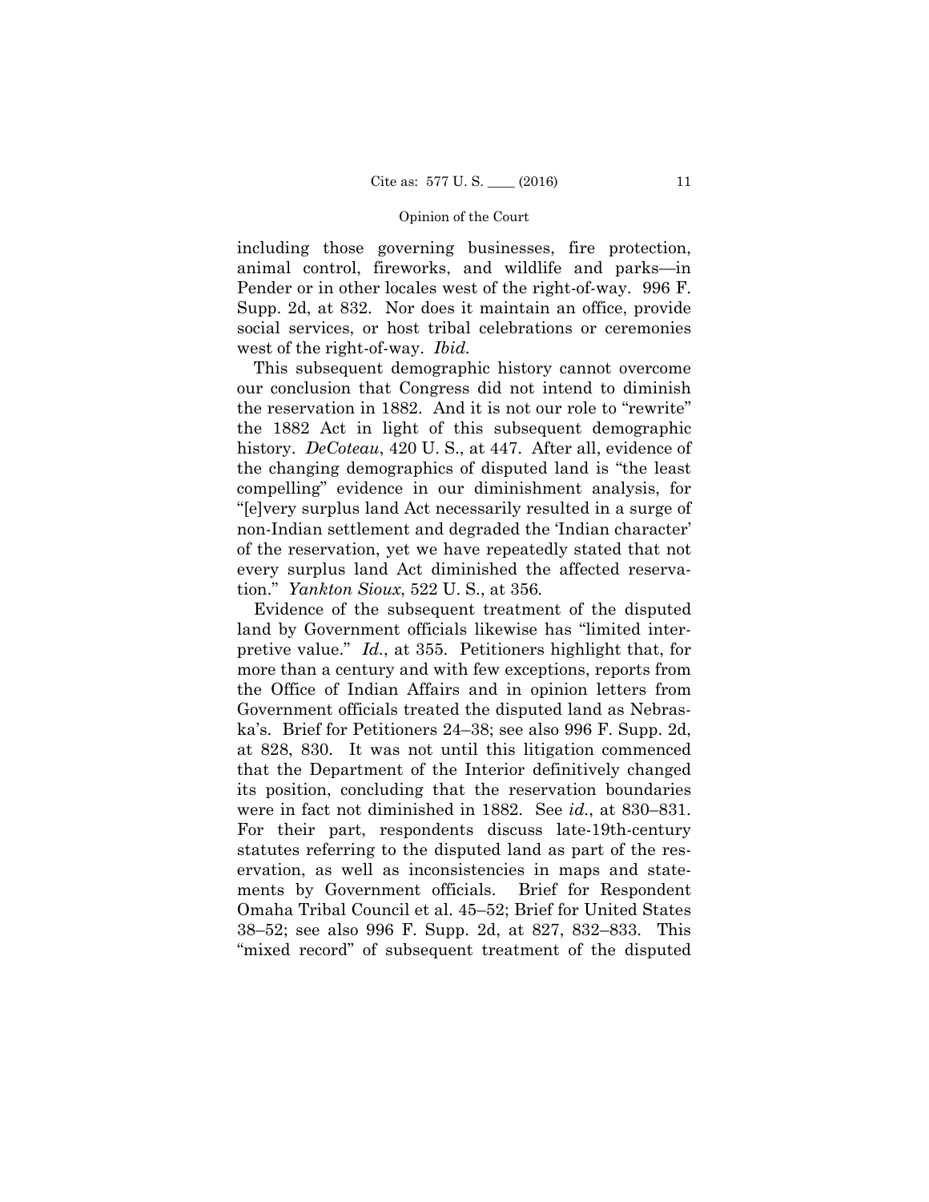including those governing businesses, fire protection, animal control, fireworks, and wildlife and parks—in Pender or in other locales west of the right-of-way. 996 F. Supp. 2d, at 832. Nor does it maintain an office, provide social services, or host tribal celebrations or ceremonies west of the right-of-way. *Ibid.*

This subsequent demographic history cannot overcome our conclusion that Congress did not intend to diminish the reservation in 1882. And it is not our role to "rewrite" the 1882 Act in light of this subsequent demographic history. *DeCoteau*, 420 U. S., at 447. After all, evidence of the changing demographics of disputed land is "the least compelling" evidence in our diminishment analysis, for "[e]very surplus land Act necessarily resulted in a surge of non-Indian settlement and degraded the 'Indian character' of the reservation, yet we have repeatedly stated that not every surplus land Act diminished the affected reservation." *Yankton Sioux*, 522 U. S., at 356.

Evidence of the subsequent treatment of the disputed land by Government officials likewise has "limited interpretive value." *Id.*, at 355. Petitioners highlight that, for more than a century and with few exceptions, reports from the Office of Indian Affairs and in opinion letters from Government officials treated the disputed land as Nebraska's. Brief for Petitioners 24–38; see also 996 F. Supp. 2d, at 828, 830. It was not until this litigation commenced that the Department of the Interior definitively changed its position, concluding that the reservation boundaries were in fact not diminished in 1882. See *id.*, at 830–831. For their part, respondents discuss late-19th-century statutes referring to the disputed land as part of the reservation, as well as inconsistencies in maps and statements by Government officials. Brief for Respondent Omaha Tribal Council et al. 45–52; Brief for United States 38–52; see also 996 F. Supp. 2d, at 827, 832–833. This "mixed record" of subsequent treatment of the disputed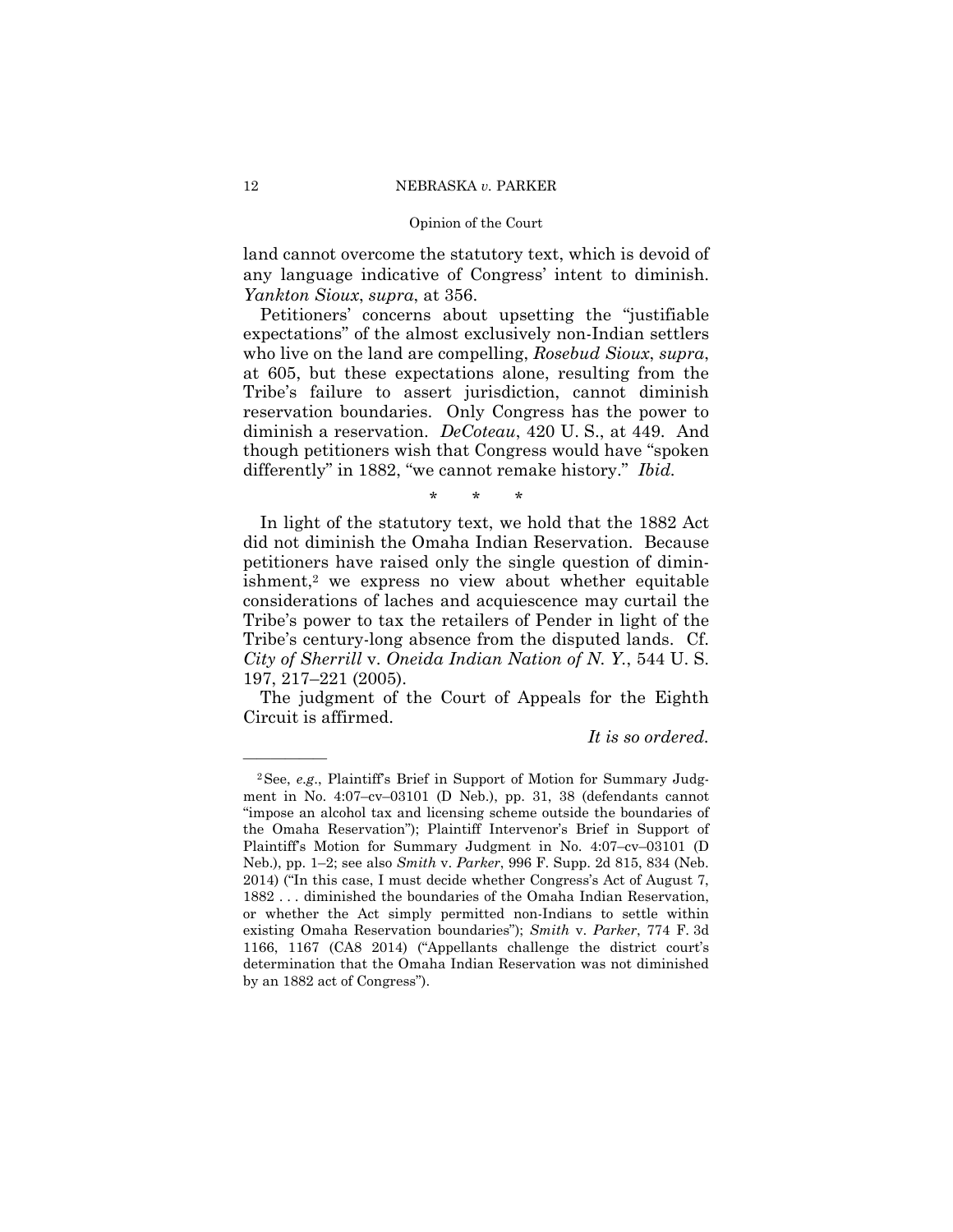land cannot overcome the statutory text, which is devoid of any language indicative of Congress' intent to diminish. *Yankton Sioux*, *supra*, at 356.

Petitioners' concerns about upsetting the "justifiable expectations" of the almost exclusively non-Indian settlers who live on the land are compelling, *Rosebud Sioux*, *supra*, at 605, but these expectations alone, resulting from the Tribe's failure to assert jurisdiction, cannot diminish reservation boundaries. Only Congress has the power to diminish a reservation. *DeCoteau*, 420 U. S., at 449. And though petitioners wish that Congress would have "spoken differently" in 1882, "we cannot remake history." *Ibid.*

\* \* \*

In light of the statutory text, we hold that the 1882 Act did not diminish the Omaha Indian Reservation. Because petitioners have raised only the single question of diminishment,[2] we express no view about whether equitable considerations of laches and acquiescence may curtail the Tribe's power to tax the retailers of Pender in light of the Tribe's century-long absence from the disputed lands. Cf. *City of Sherrill* v. *Oneida Indian Nation of N. Y.*, 544 U. S. 197, 217–221 (2005).

The judgment of the Court of Appeals for the Eighth Circuit is affirmed.

*It is so ordered.*

---

[2] See, *e.g.*, Plaintiff's Brief in Support of Motion for Summary Judgment in No. 4:07–cv–03101 (D Neb.), pp. 31, 38 (defendants cannot "impose an alcohol tax and licensing scheme outside the boundaries of the Omaha Reservation"); Plaintiff Intervenor's Brief in Support of Plaintiff's Motion for Summary Judgment in No. 4:07–cv–03101 (D Neb.), pp. 1–2; see also *Smith* v. *Parker*, 996 F. Supp. 2d 815, 834 (Neb. 2014) ("In this case, I must decide whether Congress's Act of August 7, 1882 . . . diminished the boundaries of the Omaha Indian Reservation, or whether the Act simply permitted non-Indians to settle within existing Omaha Reservation boundaries"); *Smith* v. *Parker*, 774 F. 3d 1166, 1167 (CA8 2014) ("Appellants challenge the district court's determination that the Omaha Indian Reservation was not diminished by an 1882 act of Congress").